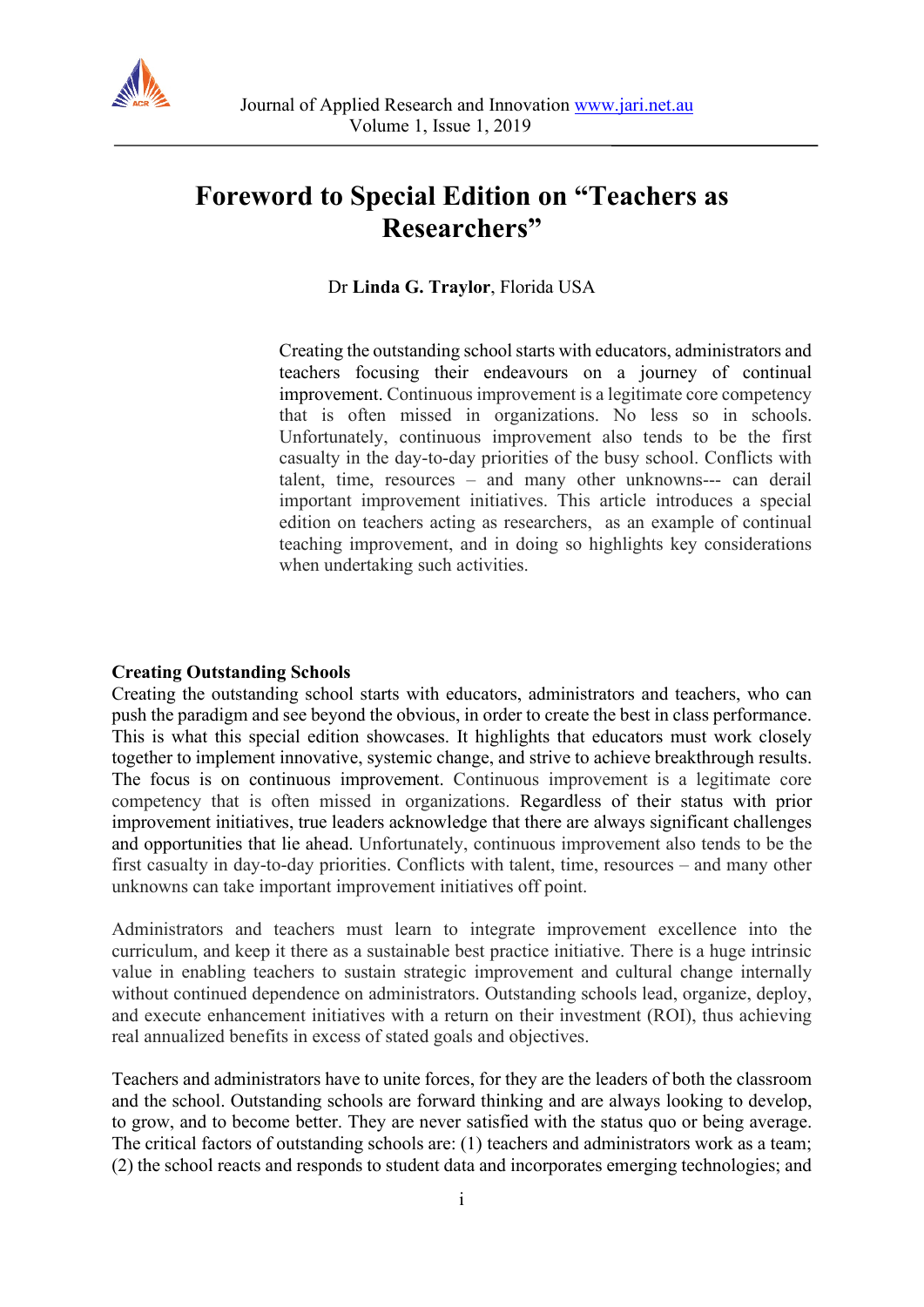# Foreword to Special Edition on "Teachers as Researchers"

Dr **Linda G. Traylor**, Florida USA

Creating the outstanding school starts with educators, administrators and teachers focusing their endeavours on a journey of continual improvement. Continuous improvement is a legitimate core competency that is often missed in organizations. No less so in schools. Unfortunately, continuous improvement also tends to be the first casualty in the day-to-day priorities of the busy school. Conflicts with talent, time, resources – and many other unknowns--- can derail important improvement initiatives. This article introduces a special edition on teachers acting as researchers, as an example of continual teaching improvement, and in doing so highlights key considerations when undertaking such activities.

**Creating Outstanding Schools**

Creating the outstanding school starts with educators, administrators and teachers, who can push the paradigm and see beyond the obvious, in order to create the best in class performance. This is what this special edition showcases. It highlights that educators must work closely together to implement innovative, systemic change, and strive to achieve breakthrough results. The focus is on continuous improvement. Continuous improvement is a legitimate core competency that is often missed in organizations. Regardless of their status with prior improvement initiatives, true leaders acknowledge that there are always significant challenges and opportunities that lie ahead. Unfortunately, continuous improvement also tends to be the first casualty in day-to-day priorities. Conflicts with talent, time, resources – and many other unknowns can take important improvement initiatives off point.

Administrators and teachers must learn to integrate improvement excellence into the curriculum, and keep it there as a sustainable best practice initiative. There is a huge intrinsic value in enabling teachers to sustain strategic improvement and cultural change internally without continued dependence on administrators. Outstanding schools lead, organize, deploy, and execute enhancement initiatives with a return on their investment (ROI), thus achieving real annualized benefits in excess of stated goals and objectives.

Teachers and administrators have to unite forces, for they are the leaders of both the classroom and the school. Outstanding schools are forward thinking and are always looking to develop, to grow, and to become better. They are never satisfied with the status quo or being average. The critical factors of outstanding schools are: (1) teachers and administrators work as a team; (2) the school reacts and responds to student data and incorporates emerging technologies; and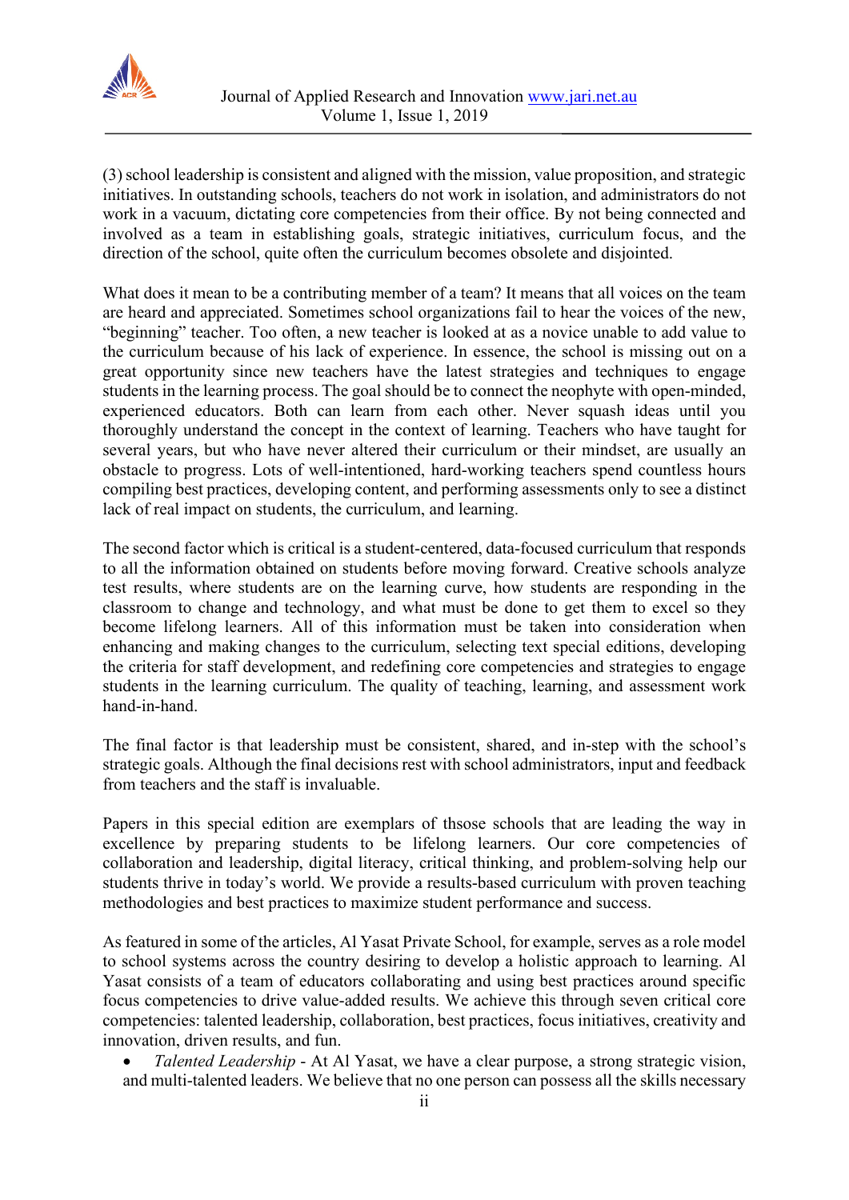(3) school leadership is consistent and aligned with the mission, value proposition, and strategic initiatives. In outstanding schools, teachers do not work in isolation, and administrators do not work in a vacuum, dictating core competencies from their office. By not being connected and involved as a team in establishing goals, strategic initiatives, curriculum focus, and the direction of the school, quite often the curriculum becomes obsolete and disjointed.

What does it mean to be a contributing member of a team? It means that all voices on the team are heard and appreciated. Sometimes school organizations fail to hear the voices of the new, "beginning" teacher. Too often, a new teacher is looked at as a novice unable to add value to the curriculum because of his lack of experience. In essence, the school is missing out on a great opportunity since new teachers have the latest strategies and techniques to engage students in the learning process. The goal should be to connect the neophyte with open-minded, experienced educators. Both can learn from each other. Never squash ideas until you thoroughly understand the concept in the context of learning. Teachers who have taught for several years, but who have never altered their curriculum or their mindset, are usually an obstacle to progress. Lots of well-intentioned, hard-working teachers spend countless hours compiling best practices, developing content, and performing assessments only to see a distinct lack of real impact on students, the curriculum, and learning.

The second factor which is critical is a student-centered, data-focused curriculum that responds to all the information obtained on students before moving forward. Creative schools analyze test results, where students are on the learning curve, how students are responding in the classroom to change and technology, and what must be done to get them to excel so they become lifelong learners. All of this information must be taken into consideration when enhancing and making changes to the curriculum, selecting text special editions, developing the criteria for staff development, and redefining core competencies and strategies to engage students in the learning curriculum. The quality of teaching, learning, and assessment work hand-in-hand.

The final factor is that leadership must be consistent, shared, and in-step with the school's strategic goals. Although the final decisions rest with school administrators, input and feedback from teachers and the staff is invaluable.

Papers in this special edition are exemplars of thsose schools that are leading the way in excellence by preparing students to be lifelong learners. Our core competencies of collaboration and leadership, digital literacy, critical thinking, and problem-solving help our students thrive in today's world. We provide a results-based curriculum with proven teaching methodologies and best practices to maximize student performance and success.

As featured in some of the articles, Al Yasat Private School, for example, serves as a role model to school systems across the country desiring to develop a holistic approach to learning. Al Yasat consists of a team of educators collaborating and using best practices around specific focus competencies to drive value-added results. We achieve this through seven critical core competencies: talented leadership, collaboration, best practices, focus initiatives, creativity and innovation, driven results, and fun.

- *Talented Leadership* - At Al Yasat, we have a clear purpose, a strong strategic vision, and multi-talented leaders. We believe that no one person can possess all the skills necessary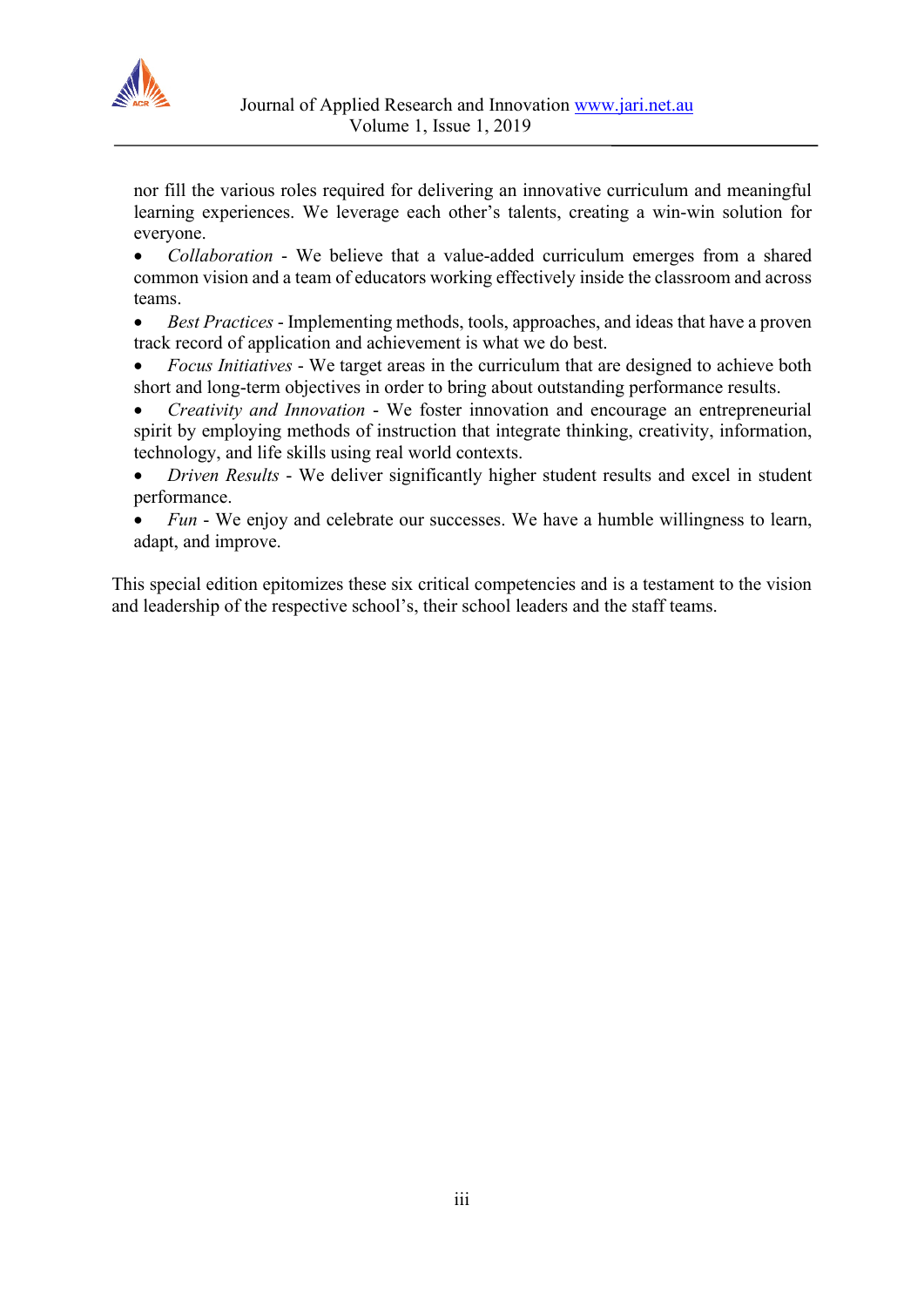nor fill the various roles required for delivering an innovative curriculum and meaningful learning experiences. We leverage each other's talents, creating a win-win solution for everyone.

- *Collaboration* - We believe that a value-added curriculum emerges from a shared common vision and a team of educators working effectively inside the classroom and across teams.
- *Best Practices* - Implementing methods, tools, approaches, and ideas that have a proven track record of application and achievement is what we do best.
- *Focus Initiatives* - We target areas in the curriculum that are designed to achieve both short and long-term objectives in order to bring about outstanding performance results.
- *Creativity and Innovation* - We foster innovation and encourage an entrepreneurial spirit by employing methods of instruction that integrate thinking, creativity, information, technology, and life skills using real world contexts.
- *Driven Results* - We deliver significantly higher student results and excel in student performance.
- *Fun* - We enjoy and celebrate our successes. We have a humble willingness to learn, adapt, and improve.

This special edition epitomizes these six critical competencies and is a testament to the vision and leadership of the respective school's, their school leaders and the staff teams.